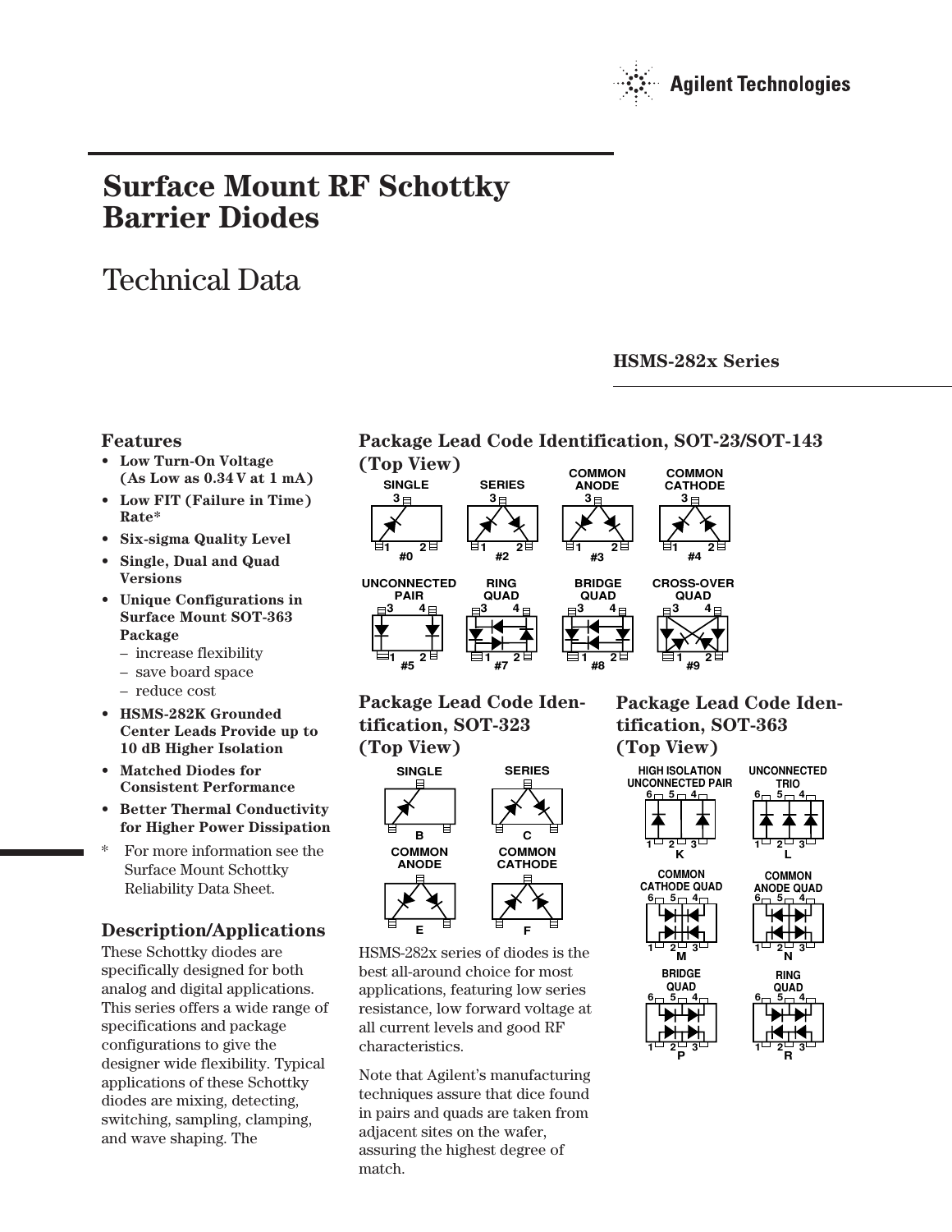# Surface Mount RF Schottky Barrier Diodes

## Technical Data

**HSMS-282x Series**

## Features

- **Low Turn-On Voltage (As Low as 0.34 V at 1 mA)**
- **Low FIT (Failure in Time) Rate***
- **Six-sigma Quality Level**
- **Single, Dual and Quad Versions**
- **Unique Configurations in Surface Mount SOT-363 Package**
  - increase flexibility
  - save board space
  - reduce cost
- **HSMS-282K Grounded Center Leads Provide up to 10 dB Higher Isolation**
- **Matched Diodes for Consistent Performance**
- **Better Thermal Conductivity for Higher Power Dissipation**

\* For more information see the Surface Mount Schottky Reliability Data Sheet.

## Description/Applications

These Schottky diodes are specifically designed for both analog and digital applications. This series offers a wide range of specifications and package configurations to give the designer wide flexibility. Typical applications of these Schottky diodes are mixing, detecting, switching, sampling, clamping, and wave shaping. The HSMS-282x series of diodes is the best all-around choice for most applications, featuring low series resistance, low forward voltage at all current levels and good RF characteristics.

Note that Agilent's manufacturing techniques assure that dice found in pairs and quads are taken from adjacent sites on the wafer, assuring the highest degree of match.

## Package Lead Code Identification, SOT-23/SOT-143 (Top View)

SINGLE #0 · SERIES #2 · COMMON ANODE #3 · COMMON CATHODE #4 · UNCONNECTED PAIR #5 · RING QUAD #7 · BRIDGE QUAD #8 · CROSS-OVER QUAD #9

## Package Lead Code Identification, SOT-323 (Top View)

SINGLE B · SERIES C · COMMON ANODE E · COMMON CATHODE F

## Package Lead Code Identification, SOT-363 (Top View)

HIGH ISOLATION UNCONNECTED PAIR K · UNCONNECTED TRIO L · COMMON CATHODE QUAD M · COMMON ANODE QUAD N · BRIDGE QUAD P · RING QUAD R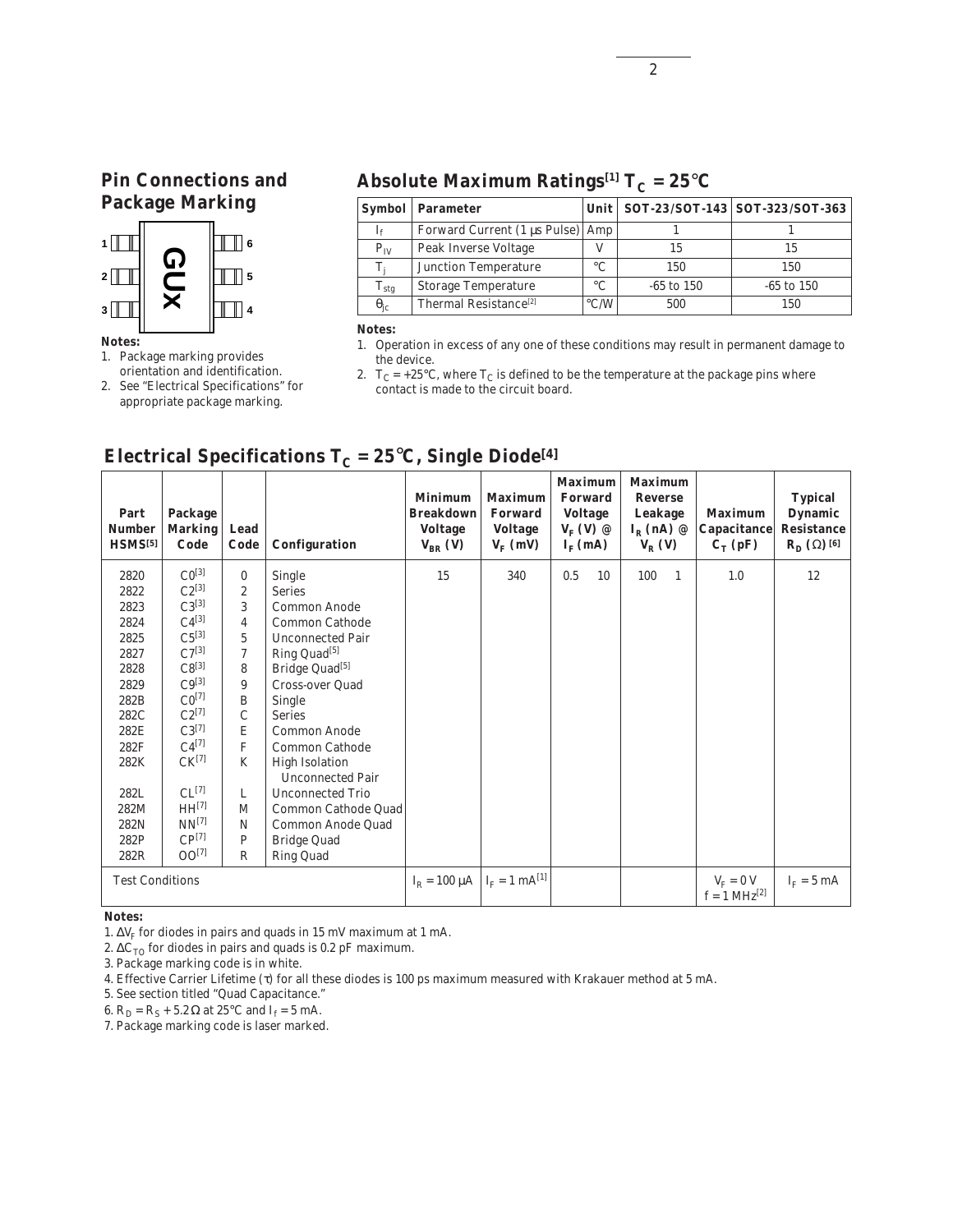## Pin Connections and Package Marking

1 | GUx | 6
2 | | 5
3 | | 4

**Notes:**
1. Package marking provides orientation and identification.
2. See "Electrical Specifications" for appropriate package marking.

## Absolute Maximum Ratings[1] $T_C = 25°C$

| Symbol | Parameter | Unit | SOT-23/SOT-143 | SOT-323/SOT-363 |
|---|---|---|---|---|
| $I_f$ | Forward Current (1 µs Pulse) | Amp | 1 | 1 |
| $P_{IV}$ | Peak Inverse Voltage | V | 15 | 15 |
| $T_j$ | Junction Temperature | °C | 150 | 150 |
| $T_{stg}$ | Storage Temperature | °C | -65 to 150 | -65 to 150 |
| $\theta_{jc}$ | Thermal Resistance[2] | °C/W | 500 | 150 |

**Notes:**
1. Operation in excess of any one of these conditions may result in permanent damage to the device.
2. $T_C = +25°C$, where $T_C$ is defined to be the temperature at the package pins where contact is made to the circuit board.

## Electrical Specifications $T_C = 25°C$, Single Diode[4]

| Part Number HSMS[5] | Package Marking Code | Lead Code | Configuration | Minimum Breakdown Voltage $V_{BR}$ (V) | Maximum Forward Voltage $V_F$ (mV) | Maximum Forward Voltage $V_F$ (V) @ $I_F$ (mA) | Maximum Reverse Leakage $I_R$ (nA) @ $V_R$ (V) | Maximum Capacitance $C_T$ (pF) | Typical Dynamic Resistance $R_D$ (Ω) [6] |
|---|---|---|---|---|---|---|---|---|---|
| 2820 | C0[3] | 0 | Single | 15 | 340 | 0.5 10 | 100 1 | 1.0 | 12 |
| 2822 | C2[3] | 2 | Series | | | | | | |
| 2823 | C3[3] | 3 | Common Anode | | | | | | |
| 2824 | C4[3] | 4 | Common Cathode | | | | | | |
| 2825 | C5[3] | 5 | Unconnected Pair | | | | | | |
| 2827 | C7[3] | 7 | Ring Quad[5] | | | | | | |
| 2828 | C8[3] | 8 | Bridge Quad[5] | | | | | | |
| 2829 | C9[3] | 9 | Cross-over Quad | | | | | | |
| 282B | C0[7] | B | Single | | | | | | |
| 282C | C2[7] | C | Series | | | | | | |
| 282E | C3[7] | E | Common Anode | | | | | | |
| 282F | C4[7] | F | Common Cathode | | | | | | |
| 282K | CK[7] | K | High Isolation Unconnected Pair | | | | | | |
| 282L | CL[7] | L | Unconnected Trio | | | | | | |
| 282M | HH[7] | M | Common Cathode Quad | | | | | | |
| 282N | NN[7] | N | Common Anode Quad | | | | | | |
| 282P | CP[7] | P | Bridge Quad | | | | | | |
| 282R | OO[7] | R | Ring Quad | | | | | | |
| Test Conditions | | | | $I_R = 100$ µA | $I_F = 1$ mA[1] | | | $V_F = 0$ V, f = 1 MHz[2] | $I_F = 5$ mA |

**Notes:**
1. $\Delta V_F$ for diodes in pairs and quads in 15 mV maximum at 1 mA.
2. $\Delta C_{TO}$ for diodes in pairs and quads is 0.2 pF maximum.
3. Package marking code is in white.
4. Effective Carrier Lifetime (τ) for all these diodes is 100 ps maximum measured with Krakauer method at 5 mA.
5. See section titled "Quad Capacitance."
6. $R_D = R_S + 5.2\,\Omega$ at 25°C and $I_f = 5$ mA.
7. Package marking code is laser marked.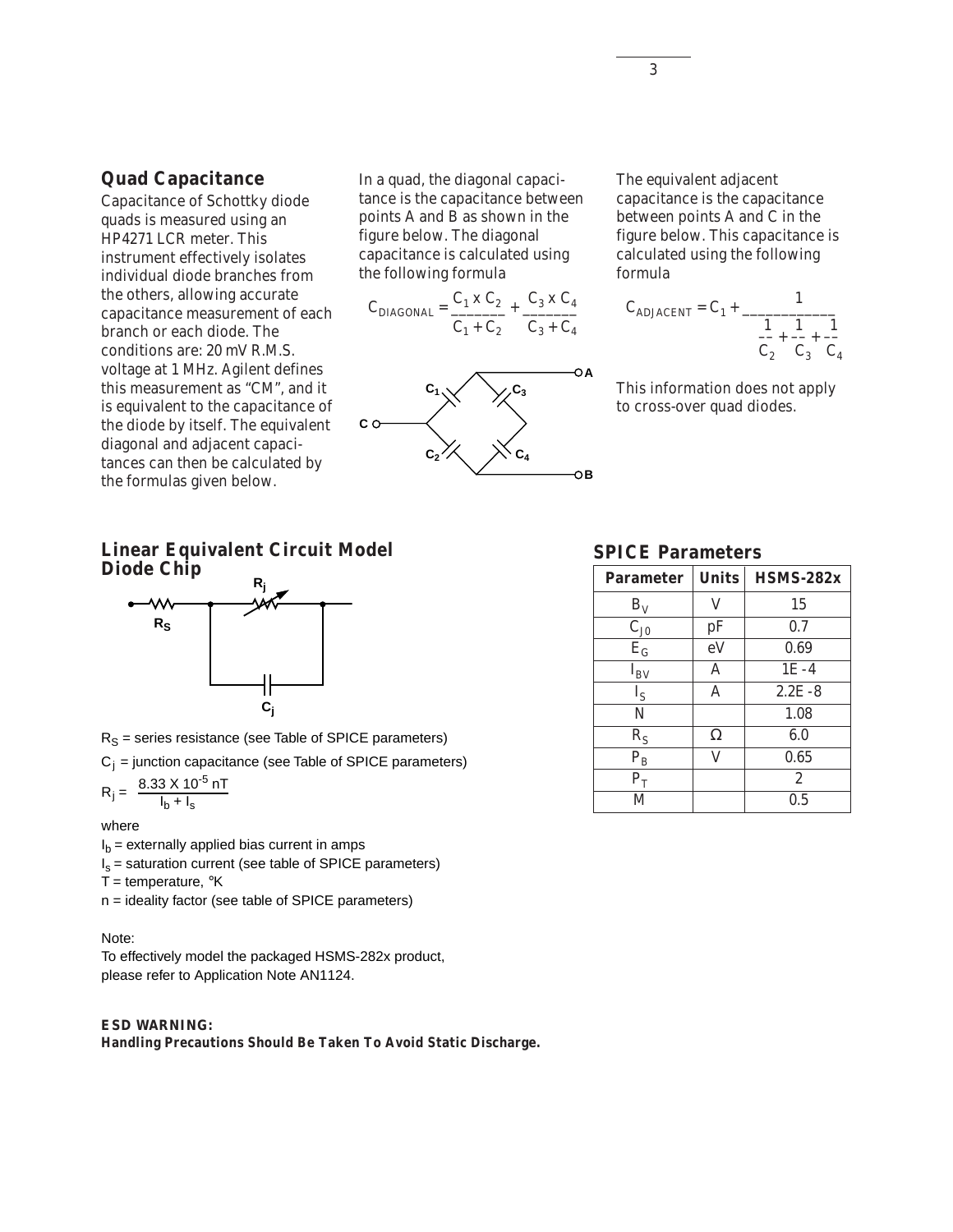## Quad Capacitance

Capacitance of Schottky diode quads is measured using an HP4271 LCR meter. This instrument effectively isolates individual diode branches from the others, allowing accurate capacitance measurement of each branch or each diode. The conditions are: 20 mV R.M.S. voltage at 1 MHz. Agilent defines this measurement as "CM", and it is equivalent to the capacitance of the diode by itself. The equivalent diagonal and adjacent capacitances can then be calculated by the formulas given below.

In a quad, the diagonal capacitance is the capacitance between points A and B as shown in the figure below. The diagonal capacitance is calculated using the following formula

$$C_{DIAGONAL} = \frac{C_1 \times C_2}{C_1 + C_2} + \frac{C_3 \times C_4}{C_3 + C_4}$$

The equivalent adjacent capacitance is the capacitance between points A and C in the figure below. This capacitance is calculated using the following formula

$$C_{ADJACENT} = C_1 + \frac{1}{\frac{1}{C_2} + \frac{1}{C_3} + \frac{1}{C_4}}$$

This information does not apply to cross-over quad diodes.

## Linear Equivalent Circuit Model Diode Chip

$R_S$ = series resistance (see Table of SPICE parameters)

$C_j$ = junction capacitance (see Table of SPICE parameters)

$$R_j = \frac{8.33 \times 10^{-5}\ nT}{I_b + I_s}$$

where

$I_b$ = externally applied bias current in amps

$I_s$ = saturation current (see table of SPICE parameters)

T = temperature, °K

n = ideality factor (see table of SPICE parameters)

Note:

To effectively model the packaged HSMS-282x product, please refer to Application Note AN1124.

## SPICE Parameters

| Parameter | Units | HSMS-282x |
|---|---|---|
| $B_V$ | V | 15 |
| $C_{J0}$ | pF | 0.7 |
| $E_G$ | eV | 0.69 |
| $I_{BV}$ | A | 1E -4 |
| $I_S$ | A | 2.2E -8 |
| N | | 1.08 |
| $R_S$ | Ω | 6.0 |
| $P_B$ | V | 0.65 |
| $P_T$ | | 2 |
| M | | 0.5 |

**ESD WARNING:**
**Handling Precautions Should Be Taken To Avoid Static Discharge.**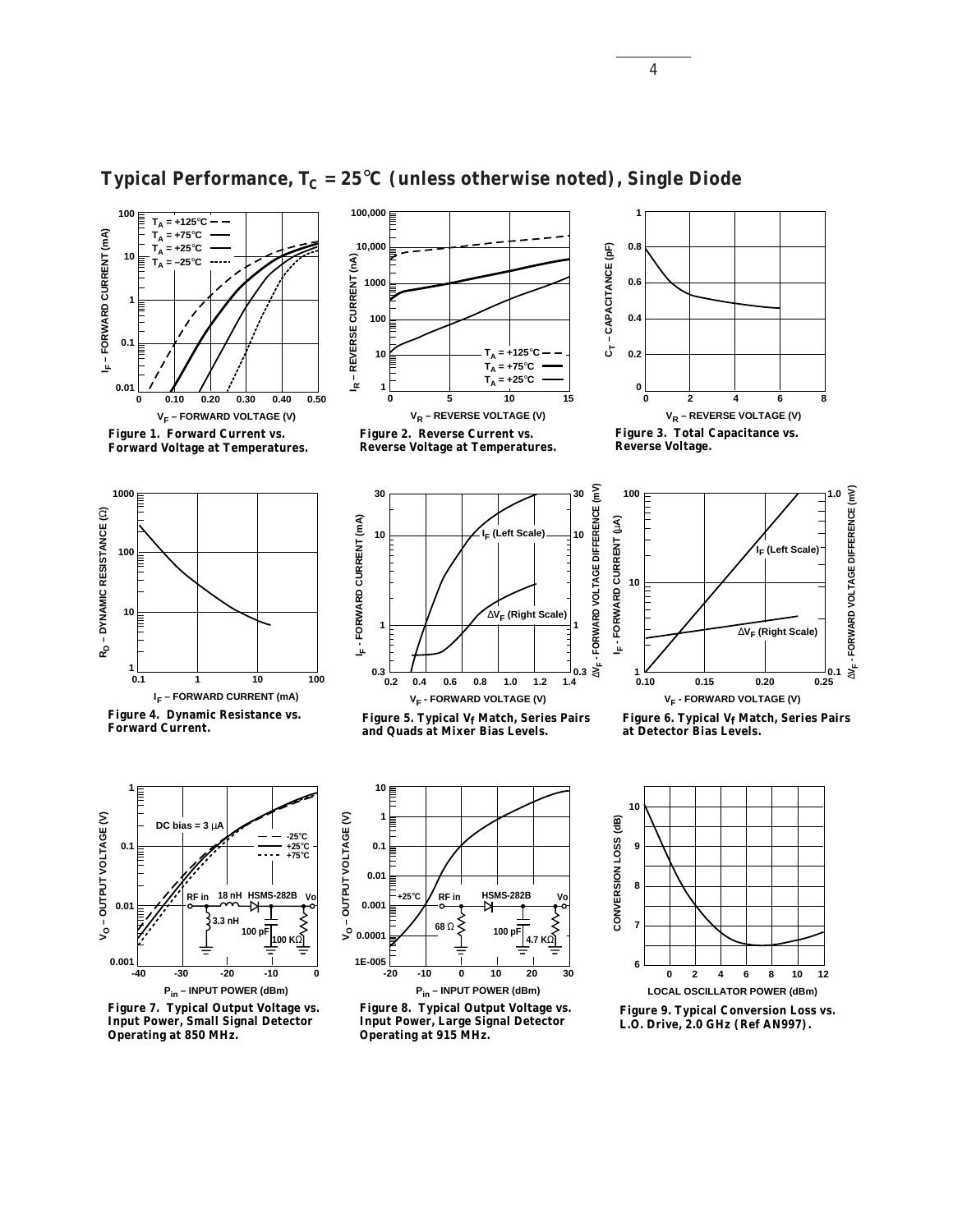## Typical Performance, $T_C$ = 25°C (unless otherwise noted), Single Diode

**Figure 1. Forward Current vs. Forward Voltage at Temperatures.**

**Figure 2. Reverse Current vs. Reverse Voltage at Temperatures.**

**Figure 3. Total Capacitance vs. Reverse Voltage.**

**Figure 4. Dynamic Resistance vs. Forward Current.**

**Figure 5. Typical $V_f$ Match, Series Pairs and Quads at Mixer Bias Levels.**

**Figure 6. Typical $V_f$ Match, Series Pairs at Detector Bias Levels.**

**Figure 7. Typical Output Voltage vs. Input Power, Small Signal Detector Operating at 850 MHz.**

**Figure 8. Typical Output Voltage vs. Input Power, Large Signal Detector Operating at 915 MHz.**

**Figure 9. Typical Conversion Loss vs. L.O. Drive, 2.0 GHz (Ref AN997).**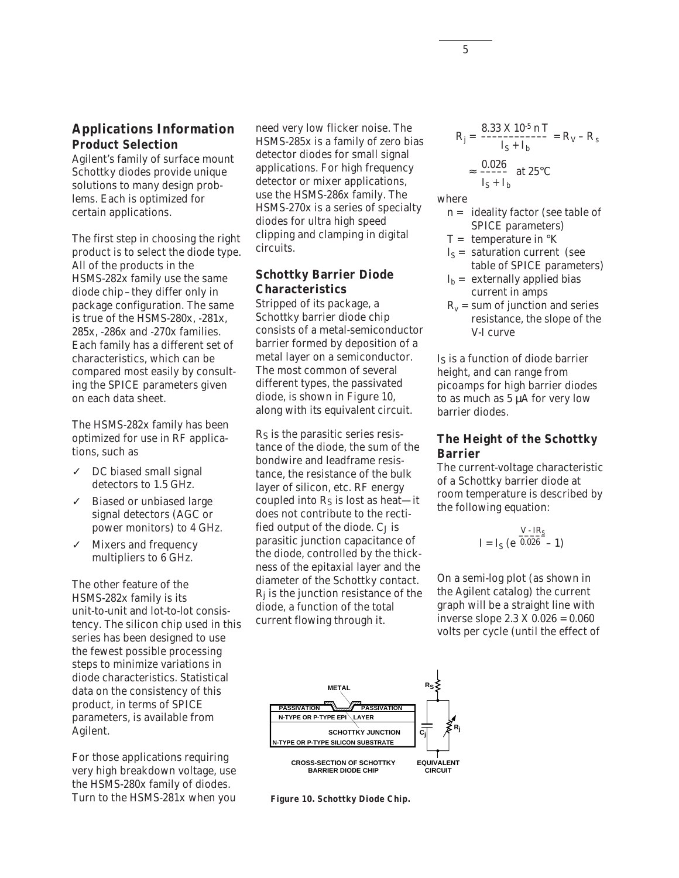## Applications Information

### Product Selection

Agilent's family of surface mount Schottky diodes provide unique solutions to many design problems. Each is optimized for certain applications.

The first step in choosing the right product is to select the diode type. All of the products in the HSMS-282x family use the same diode chip – they differ only in package configuration. The same is true of the HSMS-280x, -281x, 285x, -286x and -270x families. Each family has a different set of characteristics, which can be compared most easily by consulting the SPICE parameters given on each data sheet.

The HSMS-282x family has been optimized for use in RF applications, such as

- ✓ DC biased small signal detectors to 1.5 GHz.
- ✓ Biased or unbiased large signal detectors (AGC or power monitors) to 4 GHz.
- ✓ Mixers and frequency multipliers to 6 GHz.

The other feature of the HSMS-282x family is its unit-to-unit and lot-to-lot consistency. The silicon chip used in this series has been designed to use the fewest possible processing steps to minimize variations in diode characteristics. Statistical data on the consistency of this product, in terms of SPICE parameters, is available from Agilent.

For those applications requiring very high breakdown voltage, use the HSMS-280x family of diodes. Turn to the HSMS-281x when you need very low flicker noise. The HSMS-285x is a family of zero bias detector diodes for small signal applications. For high frequency detector or mixer applications, use the HSMS-286x family. The HSMS-270x is a series of specialty diodes for ultra high speed clipping and clamping in digital circuits.

### Schottky Barrier Diode Characteristics

Stripped of its package, a Schottky barrier diode chip consists of a metal-semiconductor barrier formed by deposition of a metal layer on a semiconductor. The most common of several different types, the passivated diode, is shown in Figure 10, along with its equivalent circuit.

$R_S$ is the parasitic series resistance of the diode, the sum of the bondwire and leadframe resistance, the resistance of the bulk layer of silicon, etc. RF energy coupled into $R_S$ is lost as heat—it does not contribute to the rectified output of the diode. $C_J$ is parasitic junction capacitance of the diode, controlled by the thickness of the epitaxial layer and the diameter of the Schottky contact. $R_j$ is the junction resistance of the diode, a function of the total current flowing through it.

$$R_j = \frac{8.33 \times 10^{-5}\, n\, T}{I_S + I_b} = R_V - R_s$$

$$\approx \frac{0.026}{I_S + I_b} \text{ at } 25°C$$

where

- $n$ = ideality factor (see table of SPICE parameters)
- $T$ = temperature in °K
- $I_S$ = saturation current (see table of SPICE parameters)
- $I_b$ = externally applied bias current in amps
- $R_v$ = sum of junction and series resistance, the slope of the V-I curve

$I_S$ is a function of diode barrier height, and can range from picoamps for high barrier diodes to as much as 5 µA for very low barrier diodes.

### The Height of the Schottky Barrier

The current-voltage characteristic of a Schottky barrier diode at room temperature is described by the following equation:

$$I = I_S \left(e^{\frac{V - IR_S}{0.026}} - 1\right)$$

On a semi-log plot (as shown in the Agilent catalog) the current graph will be a straight line with inverse slope 2.3 X 0.026 = 0.060 volts per cycle (until the effect of

METAL | PASSIVATION | PASSIVATION | N-TYPE OR P-TYPE EPI LAYER | SCHOTTKY JUNCTION | N-TYPE OR P-TYPE SILICON SUBSTRATE | $R_S$ | $C_j$ | $R_j$

CROSS-SECTION OF SCHOTTKY BARRIER DIODE CHIP — EQUIVALENT CIRCUIT

**Figure 10. Schottky Diode Chip.**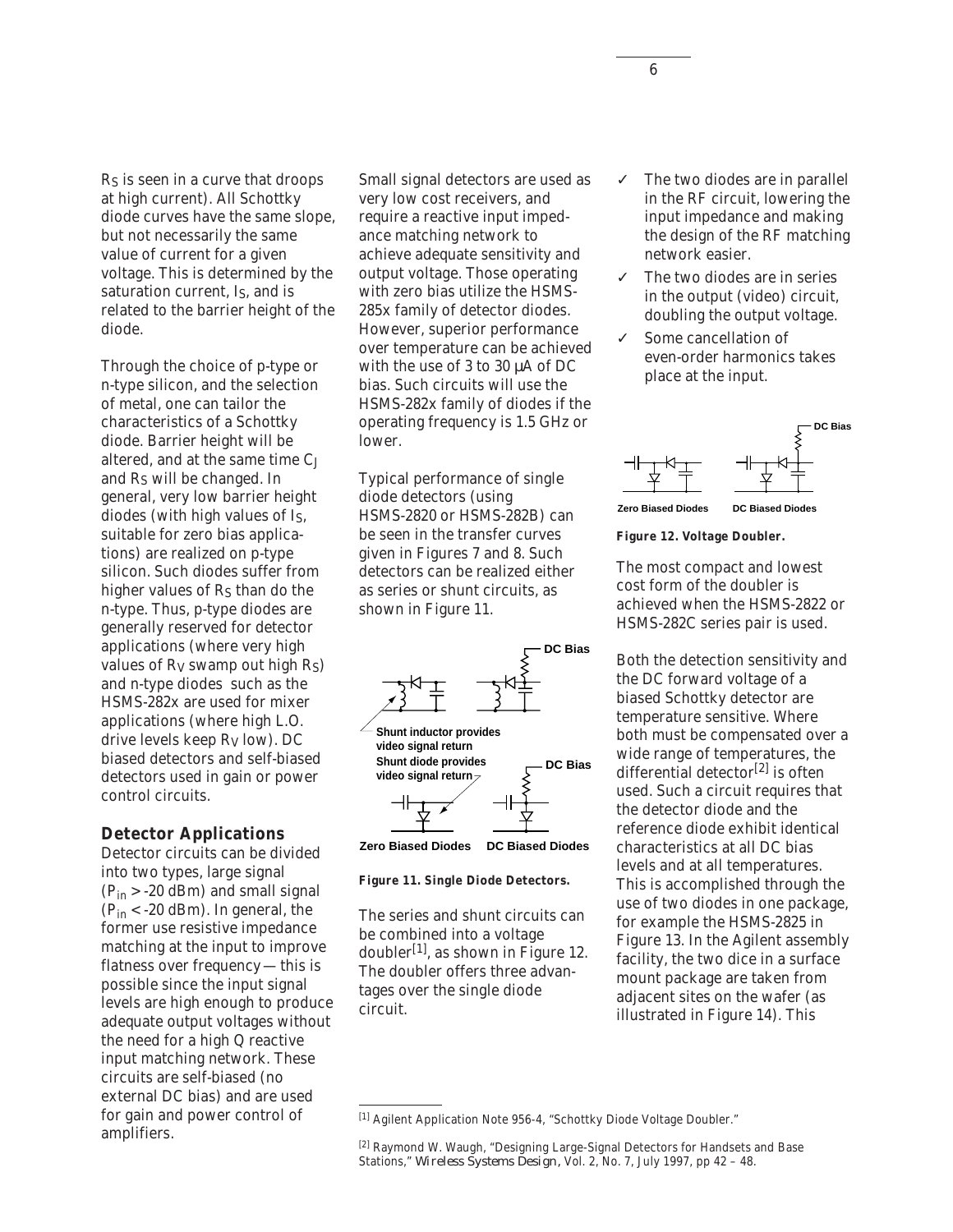$R_S$ is seen in a curve that droops at high current). All Schottky diode curves have the same slope, but not necessarily the same value of current for a given voltage. This is determined by the saturation current, $I_S$, and is related to the barrier height of the diode.

Through the choice of p-type or n-type silicon, and the selection of metal, one can tailor the characteristics of a Schottky diode. Barrier height will be altered, and at the same time $C_J$ and $R_S$ will be changed. In general, very low barrier height diodes (with high values of $I_S$, suitable for zero bias applications) are realized on p-type silicon. Such diodes suffer from higher values of $R_S$ than do the n-type. Thus, p-type diodes are generally reserved for detector applications (where very high values of $R_V$ swamp out high $R_S$) and n-type diodes such as the HSMS-282x are used for mixer applications (where high L.O. drive levels keep $R_V$ low). DC biased detectors and self-biased detectors used in gain or power control circuits.

## Detector Applications

Detector circuits can be divided into two types, large signal ($P_{in}$ > -20 dBm) and small signal ($P_{in}$ < -20 dBm). In general, the former use resistive impedance matching at the input to improve flatness over frequency — this is possible since the input signal levels are high enough to produce adequate output voltages without the need for a high Q reactive input matching network. These circuits are self-biased (no external DC bias) and are used for gain and power control of amplifiers.

Small signal detectors are used as very low cost receivers, and require a reactive input impedance matching network to achieve adequate sensitivity and output voltage. Those operating with zero bias utilize the HSMS-285x family of detector diodes. However, superior performance over temperature can be achieved with the use of 3 to 30 µA of DC bias. Such circuits will use the HSMS-282x family of diodes if the operating frequency is 1.5 GHz or lower.

Typical performance of single diode detectors (using HSMS-2820 or HSMS-282B) can be seen in the transfer curves given in Figures 7 and 8. Such detectors can be realized either as series or shunt circuits, as shown in Figure 11.

DC Bias

Shunt inductor provides video signal return

Shunt diode provides video signal return

DC Bias

Zero Biased Diodes    DC Biased Diodes

**Figure 11. Single Diode Detectors.**

The series and shunt circuits can be combined into a voltage doubler[1], as shown in Figure 12. The doubler offers three advantages over the single diode circuit.

- ✓ The two diodes are in parallel in the RF circuit, lowering the input impedance and making the design of the RF matching network easier.
- ✓ The two diodes are in series in the output (video) circuit, doubling the output voltage.
- ✓ Some cancellation of even-order harmonics takes place at the input.

DC Bias

Zero Biased Diodes    DC Biased Diodes

**Figure 12. Voltage Doubler.**

The most compact and lowest cost form of the doubler is achieved when the HSMS-2822 or HSMS-282C series pair is used.

Both the detection sensitivity and the DC forward voltage of a biased Schottky detector are temperature sensitive. Where both must be compensated over a wide range of temperatures, the differential detector[2] is often used. Such a circuit requires that the detector diode and the reference diode exhibit identical characteristics at all DC bias levels and at all temperatures. This is accomplished through the use of two diodes in one package, for example the HSMS-2825 in Figure 13. In the Agilent assembly facility, the two dice in a surface mount package are taken from adjacent sites on the wafer (as illustrated in Figure 14). This

[1] Agilent Application Note 956-4, "Schottky Diode Voltage Doubler."

[2] Raymond W. Waugh, "Designing Large-Signal Detectors for Handsets and Base Stations," *Wireless Systems Design*, Vol. 2, No. 7, July 1997, pp 42 – 48.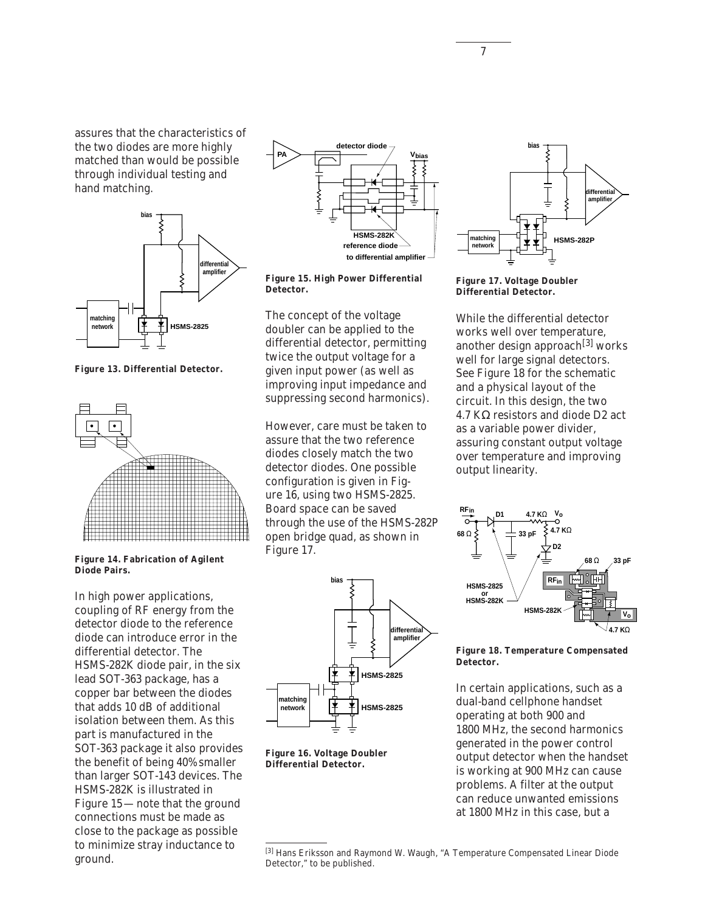assures that the characteristics of the two diodes are more highly matched than would be possible through individual testing and hand matching.

**Figure 13. Differential Detector.**

**Figure 14. Fabrication of Agilent Diode Pairs.**

In high power applications, coupling of RF energy from the detector diode to the reference diode can introduce error in the differential detector. The HSMS-282K diode pair, in the six lead SOT-363 package, has a copper bar between the diodes that adds 10 dB of additional isolation between them. As this part is manufactured in the SOT-363 package it also provides the benefit of being 40% smaller than larger SOT-143 devices. The HSMS-282K is illustrated in Figure 15 — note that the ground connections must be made as close to the package as possible to minimize stray inductance to ground.

**Figure 15. High Power Differential Detector.**

The concept of the voltage doubler can be applied to the differential detector, permitting twice the output voltage for a given input power (as well as improving input impedance and suppressing second harmonics).

However, care must be taken to assure that the two reference diodes closely match the two detector diodes. One possible configuration is given in Figure 16, using two HSMS-2825. Board space can be saved through the use of the HSMS-282P open bridge quad, as shown in Figure 17.

**Figure 16. Voltage Doubler Differential Detector.**

**Figure 17. Voltage Doubler Differential Detector.**

While the differential detector works well over temperature, another design approach[3] works well for large signal detectors. See Figure 18 for the schematic and a physical layout of the circuit. In this design, the two 4.7 KΩ resistors and diode D2 act as a variable power divider, assuring constant output voltage over temperature and improving output linearity.

**Figure 18. Temperature Compensated Detector.**

In certain applications, such as a dual-band cellphone handset operating at both 900 and 1800 MHz, the second harmonics generated in the power control output detector when the handset is working at 900 MHz can cause problems. A filter at the output can reduce unwanted emissions at 1800 MHz in this case, but a

[3] Hans Eriksson and Raymond W. Waugh, "A Temperature Compensated Linear Diode Detector," to be published.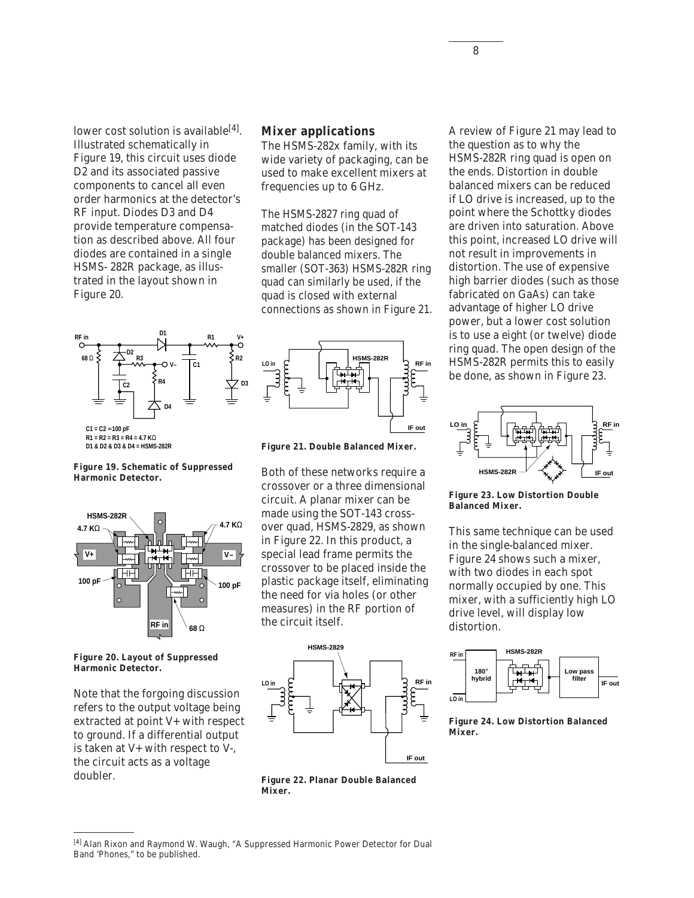lower cost solution is available[4]. Illustrated schematically in Figure 19, this circuit uses diode D2 and its associated passive components to cancel all even order harmonics at the detector's RF input. Diodes D3 and D4 provide temperature compensation as described above. All four diodes are contained in a single HSMS- 282R package, as illustrated in the layout shown in Figure 20.

C1 = C2 ≈100 pF
R1 = R2 = R3 = R4 = 4.7 KΩ
D1 & D2 & D3 & D4 = HSMS-282R

**Figure 19. Schematic of Suppressed Harmonic Detector.**

**Figure 20. Layout of Suppressed Harmonic Detector.**

Note that the forgoing discussion refers to the output voltage being extracted at point V+ with respect to ground. If a differential output is taken at V+ with respect to V-, the circuit acts as a voltage doubler.

## Mixer applications

The HSMS-282x family, with its wide variety of packaging, can be used to make excellent mixers at frequencies up to 6 GHz.

The HSMS-2827 ring quad of matched diodes (in the SOT-143 package) has been designed for double balanced mixers. The smaller (SOT-363) HSMS-282R ring quad can similarly be used, if the quad is closed with external connections as shown in Figure 21.

**Figure 21. Double Balanced Mixer.**

Both of these networks require a crossover or a three dimensional circuit. A planar mixer can be made using the SOT-143 crossover quad, HSMS-2829, as shown in Figure 22. In this product, a special lead frame permits the crossover to be placed inside the plastic package itself, eliminating the need for via holes (or other measures) in the RF portion of the circuit itself.

**Figure 22. Planar Double Balanced Mixer.**

A review of Figure 21 may lead to the question as to why the HSMS-282R ring quad is open on the ends. Distortion in double balanced mixers can be reduced if LO drive is increased, up to the point where the Schottky diodes are driven into saturation. Above this point, increased LO drive will not result in improvements in distortion. The use of expensive high barrier diodes (such as those fabricated on GaAs) can take advantage of higher LO drive power, but a lower cost solution is to use a eight (or twelve) diode ring quad. The open design of the HSMS-282R permits this to easily be done, as shown in Figure 23.

**Figure 23. Low Distortion Double Balanced Mixer.**

This same technique can be used in the single-balanced mixer. Figure 24 shows such a mixer, with two diodes in each spot normally occupied by one. This mixer, with a sufficiently high LO drive level, will display low distortion.

**Figure 24. Low Distortion Balanced Mixer.**

[4] Alan Rixon and Raymond W. Waugh, "A Suppressed Harmonic Power Detector for Dual Band 'Phones," to be published.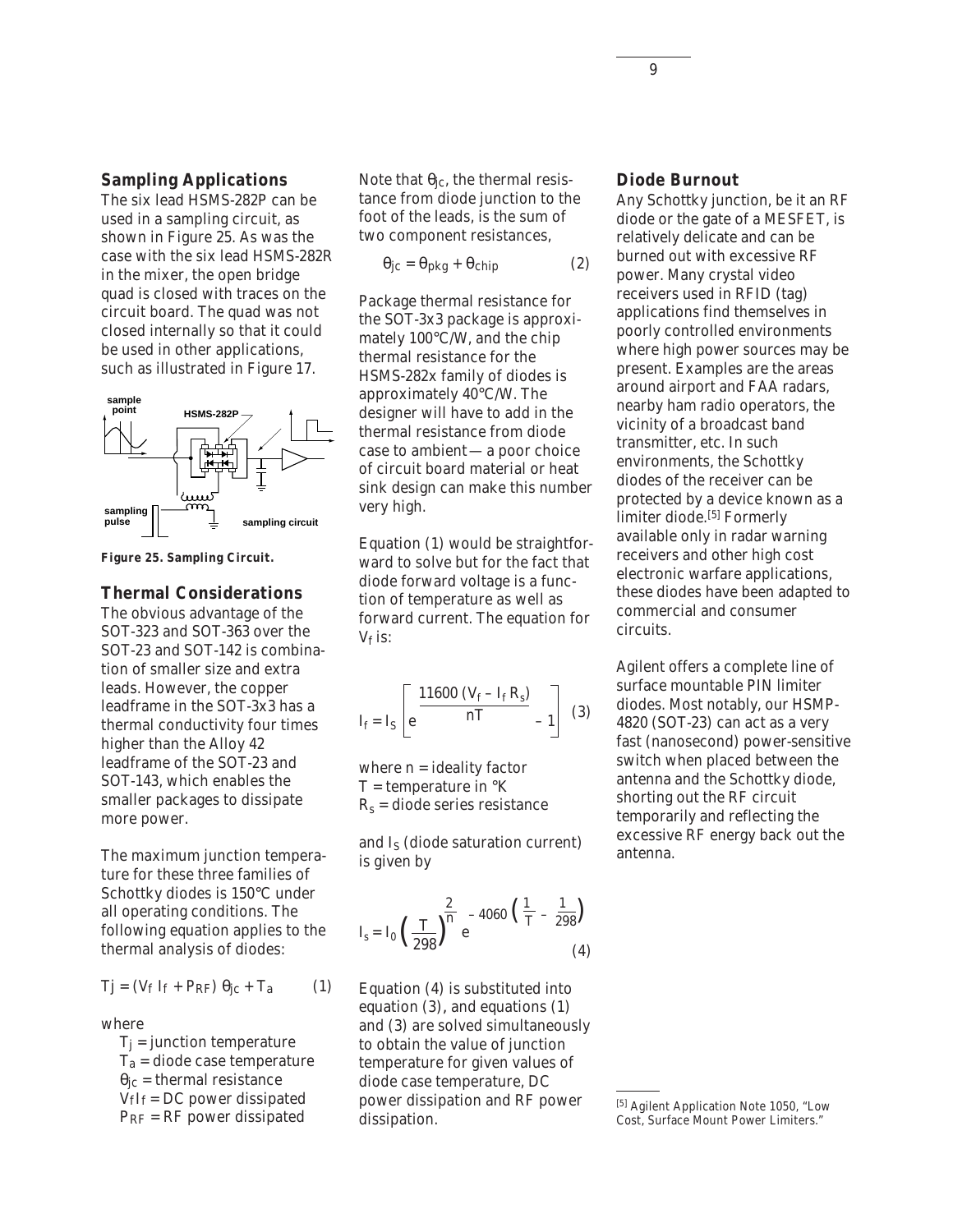## Sampling Applications

The six lead HSMS-282P can be used in a sampling circuit, as shown in Figure 25. As was the case with the six lead HSMS-282R in the mixer, the open bridge quad is closed with traces on the circuit board. The quad was not closed internally so that it could be used in other applications, such as illustrated in Figure 17.

**Figure 25. Sampling Circuit.**

## Thermal Considerations

The obvious advantage of the SOT-323 and SOT-363 over the SOT-23 and SOT-142 is combination of smaller size and extra leads. However, the copper leadframe in the SOT-3x3 has a thermal conductivity four times higher than the Alloy 42 leadframe of the SOT-23 and SOT-143, which enables the smaller packages to dissipate more power.

The maximum junction temperature for these three families of Schottky diodes is 150°C under all operating conditions. The following equation applies to the thermal analysis of diodes:

$$T_j = (V_f I_f + P_{RF})\,\theta_{jc} + T_a \qquad (1)$$

where

$T_j$ = junction temperature
$T_a$ = diode case temperature
$\theta_{jc}$ = thermal resistance
$V_f I_f$ = DC power dissipated
$P_{RF}$ = RF power dissipated

Note that $\theta_{jc}$, the thermal resistance from diode junction to the foot of the leads, is the sum of two component resistances,

$$\theta_{jc} = \theta_{pkg} + \theta_{chip} \qquad (2)$$

Package thermal resistance for the SOT-3x3 package is approximately 100°C/W, and the chip thermal resistance for the HSMS-282x family of diodes is approximately 40°C/W. The designer will have to add in the thermal resistance from diode case to ambient — a poor choice of circuit board material or heat sink design can make this number very high.

Equation (1) would be straightforward to solve but for the fact that diode forward voltage is a function of temperature as well as forward current. The equation for $V_f$ is:

$$I_f = I_S \left[ e^{\frac{11600\,(V_f - I_f R_s)}{nT}} - 1 \right] \qquad (3)$$

where n = ideality factor
T = temperature in °K
$R_s$ = diode series resistance

and $I_S$ (diode saturation current) is given by

$$I_s = I_0 \left( \frac{T}{298} \right)^{\frac{2}{n}} e^{-4060 \left( \frac{1}{T} - \frac{1}{298} \right)} \qquad (4)$$

Equation (4) is substituted into equation (3), and equations (1) and (3) are solved simultaneously to obtain the value of junction temperature for given values of diode case temperature, DC power dissipation and RF power dissipation.

## Diode Burnout

Any Schottky junction, be it an RF diode or the gate of a MESFET, is relatively delicate and can be burned out with excessive RF power. Many crystal video receivers used in RFID (tag) applications find themselves in poorly controlled environments where high power sources may be present. Examples are the areas around airport and FAA radars, nearby ham radio operators, the vicinity of a broadcast band transmitter, etc. In such environments, the Schottky diodes of the receiver can be protected by a device known as a limiter diode.[5] Formerly available only in radar warning receivers and other high cost electronic warfare applications, these diodes have been adapted to commercial and consumer circuits.

Agilent offers a complete line of surface mountable PIN limiter diodes. Most notably, our HSMP-4820 (SOT-23) can act as a very fast (nanosecond) power-sensitive switch when placed between the antenna and the Schottky diode, shorting out the RF circuit temporarily and reflecting the excessive RF energy back out the antenna.

[5] Agilent Application Note 1050, "Low Cost, Surface Mount Power Limiters."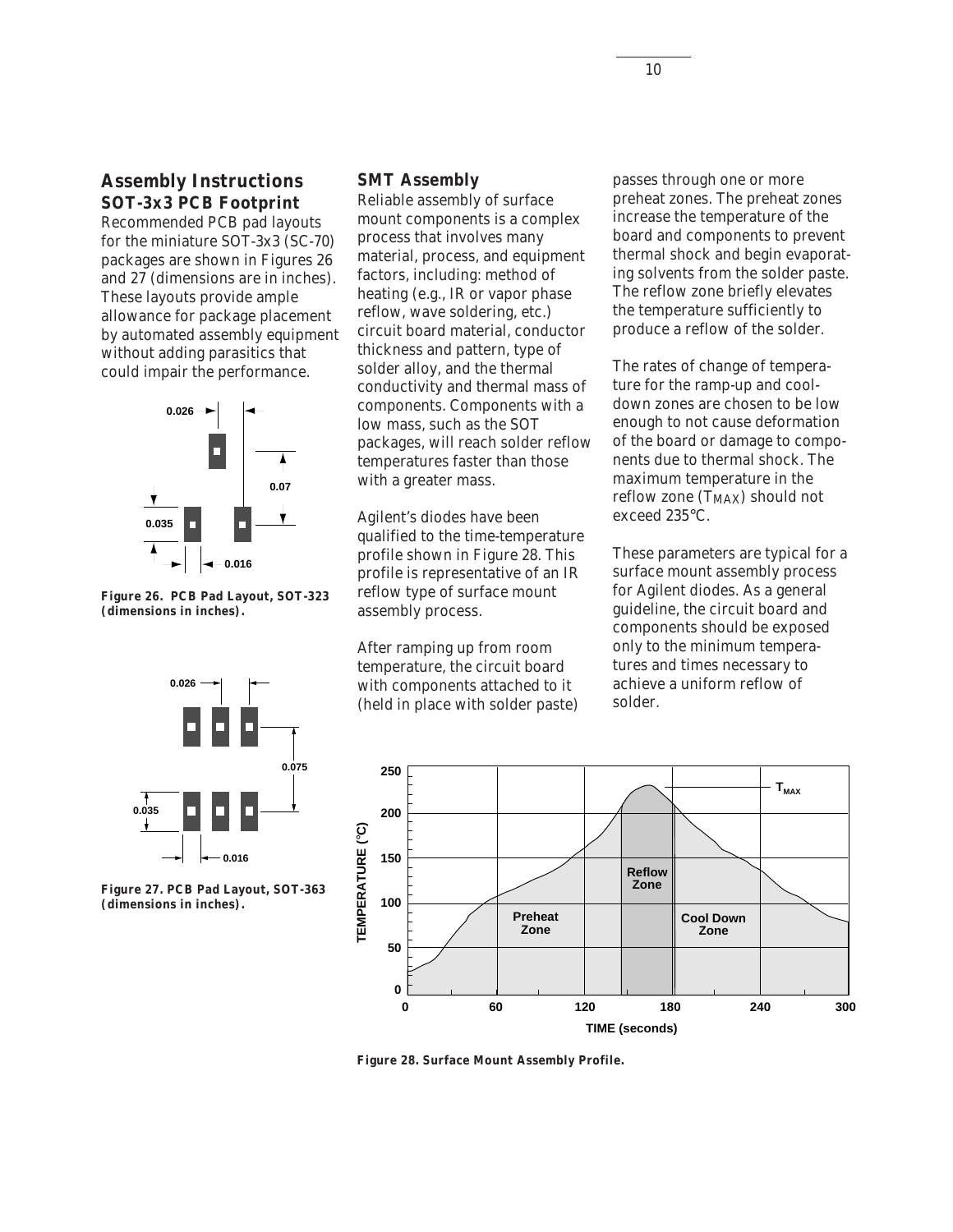## Assembly Instructions

### SOT-3x3 PCB Footprint

Recommended PCB pad layouts for the miniature SOT-3x3 (SC-70) packages are shown in Figures 26 and 27 (dimensions are in inches). These layouts provide ample allowance for package placement by automated assembly equipment without adding parasitics that could impair the performance.

**Figure 26. PCB Pad Layout, SOT-323 (dimensions in inches).**

**Figure 27. PCB Pad Layout, SOT-363 (dimensions in inches).**

### SMT Assembly

Reliable assembly of surface mount components is a complex process that involves many material, process, and equipment factors, including: method of heating (e.g., IR or vapor phase reflow, wave soldering, etc.) circuit board material, conductor thickness and pattern, type of solder alloy, and the thermal conductivity and thermal mass of components. Components with a low mass, such as the SOT packages, will reach solder reflow temperatures faster than those with a greater mass.

Agilent's diodes have been qualified to the time-temperature profile shown in Figure 28. This profile is representative of an IR reflow type of surface mount assembly process.

After ramping up from room temperature, the circuit board with components attached to it (held in place with solder paste) passes through one or more preheat zones. The preheat zones increase the temperature of the board and components to prevent thermal shock and begin evaporating solvents from the solder paste. The reflow zone briefly elevates the temperature sufficiently to produce a reflow of the solder.

The rates of change of temperature for the ramp-up and cool-down zones are chosen to be low enough to not cause deformation of the board or damage to components due to thermal shock. The maximum temperature in the reflow zone ($T_{MAX}$) should not exceed 235°C.

These parameters are typical for a surface mount assembly process for Agilent diodes. As a general guideline, the circuit board and components should be exposed only to the minimum temperatures and times necessary to achieve a uniform reflow of solder.

**Figure 28. Surface Mount Assembly Profile.**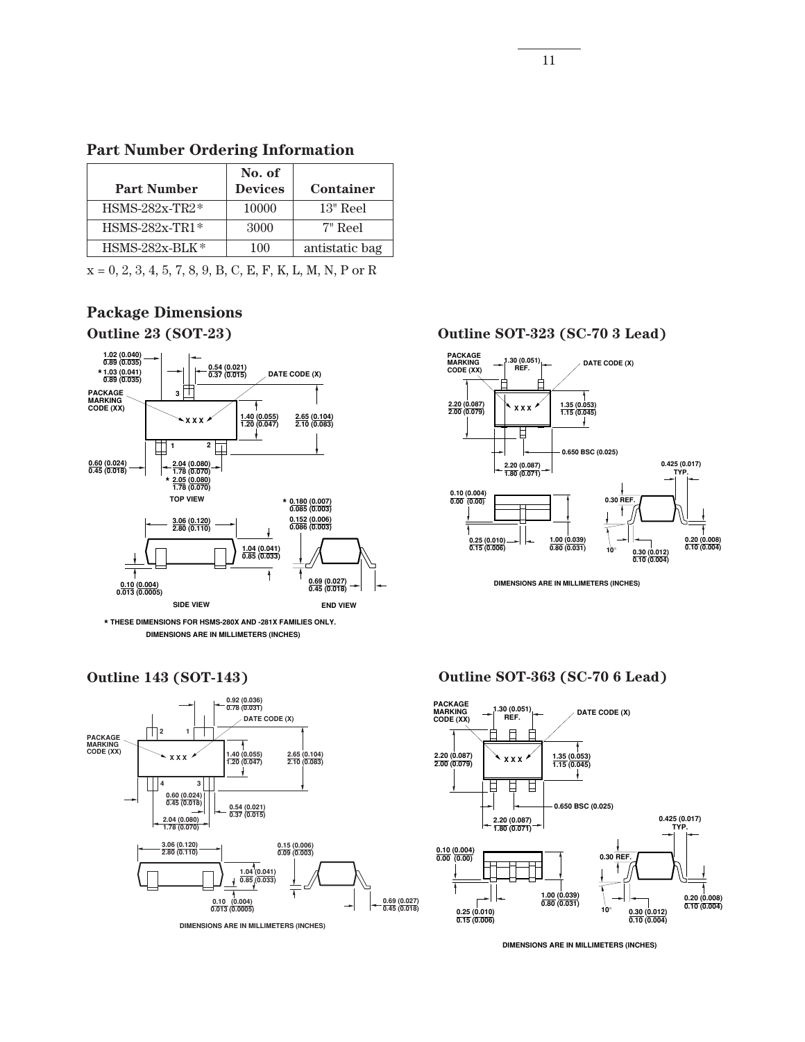## Part Number Ordering Information

| Part Number | No. of Devices | Container |
|---|---|---|
| HSMS-282x-TR2* | 10000 | 13" Reel |
| HSMS-282x-TR1* | 3000 | 7" Reel |
| HSMS-282x-BLK* | 100 | antistatic bag |

x = 0, 2, 3, 4, 5, 7, 8, 9, B, C, E, F, K, L, M, N, P or R

## Package Dimensions

### Outline 23 (SOT-23)

* THESE DIMENSIONS FOR HSMS-280X AND -281X FAMILIES ONLY.
DIMENSIONS ARE IN MILLIMETERS (INCHES)

### Outline SOT-323 (SC-70 3 Lead)

DIMENSIONS ARE IN MILLIMETERS (INCHES)

### Outline 143 (SOT-143)

DIMENSIONS ARE IN MILLIMETERS (INCHES)

### Outline SOT-363 (SC-70 6 Lead)

DIMENSIONS ARE IN MILLIMETERS (INCHES)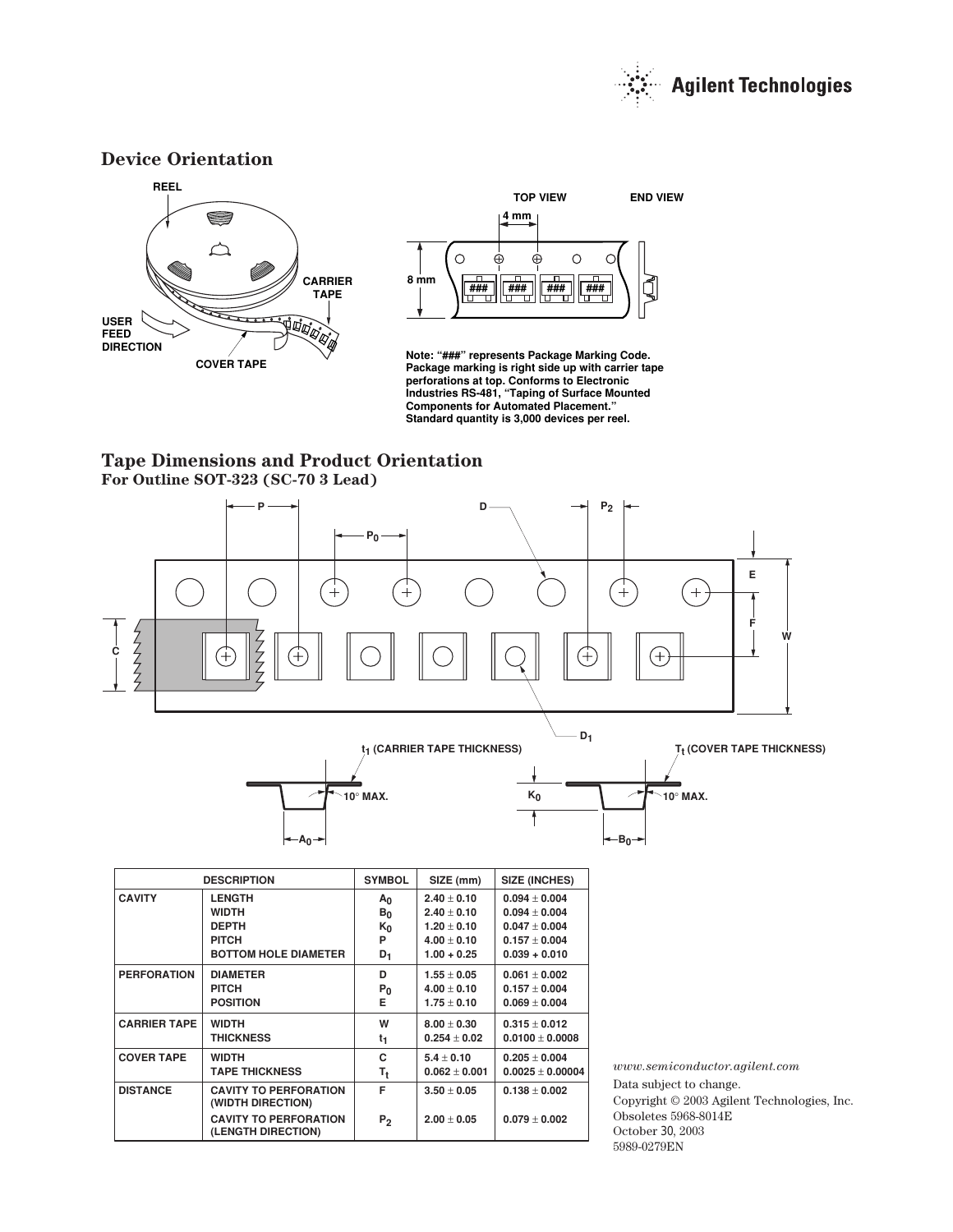## Device Orientation

REEL

CARRIER TAPE

USER FEED DIRECTION

COVER TAPE

TOP VIEW

END VIEW

4 mm

8 mm

###

**Note: "###" represents Package Marking Code. Package marking is right side up with carrier tape perforations at top. Conforms to Electronic Industries RS-481, "Taping of Surface Mounted Components for Automated Placement." Standard quantity is 3,000 devices per reel.**

## Tape Dimensions and Product Orientation

### For Outline SOT-323 (SC-70 3 Lead)

P

$P_0$

D

$P_2$

E

F

W

C

$D_1$

$t_1$ (CARRIER TAPE THICKNESS)

$T_t$ (COVER TAPE THICKNESS)

10° MAX.

$K_0$

10° MAX.

$A_0$

$B_0$

| DESCRIPTION | | SYMBOL | SIZE (mm) | SIZE (INCHES) |
|---|---|---|---|---|
| CAVITY | LENGTH | $A_0$ | 2.40 ± 0.10 | 0.094 ± 0.004 |
| | WIDTH | $B_0$ | 2.40 ± 0.10 | 0.094 ± 0.004 |
| | DEPTH | $K_0$ | 1.20 ± 0.10 | 0.047 ± 0.004 |
| | PITCH | P | 4.00 ± 0.10 | 0.157 ± 0.004 |
| | BOTTOM HOLE DIAMETER | $D_1$ | 1.00 + 0.25 | 0.039 + 0.010 |
| PERFORATION | DIAMETER | D | 1.55 ± 0.05 | 0.061 ± 0.002 |
| | PITCH | $P_0$ | 4.00 ± 0.10 | 0.157 ± 0.004 |
| | POSITION | E | 1.75 ± 0.10 | 0.069 ± 0.004 |
| CARRIER TAPE | WIDTH | W | 8.00 ± 0.30 | 0.315 ± 0.012 |
| | THICKNESS | $t_1$ | 0.254 ± 0.02 | 0.0100 ± 0.0008 |
| COVER TAPE | WIDTH | C | 5.4 ± 0.10 | 0.205 ± 0.004 |
| | TAPE THICKNESS | $T_t$ | 0.062 ± 0.001 | 0.0025 ± 0.00004 |
| DISTANCE | CAVITY TO PERFORATION (WIDTH DIRECTION) | F | 3.50 ± 0.05 | 0.138 ± 0.002 |
| | CAVITY TO PERFORATION (LENGTH DIRECTION) | $P_2$ | 2.00 ± 0.05 | 0.079 ± 0.002 |

*www.semiconductor.agilent.com*

Data subject to change.
Copyright © 2003 Agilent Technologies, Inc.
Obsoletes 5968-8014E
October 30, 2003
5989-0279EN